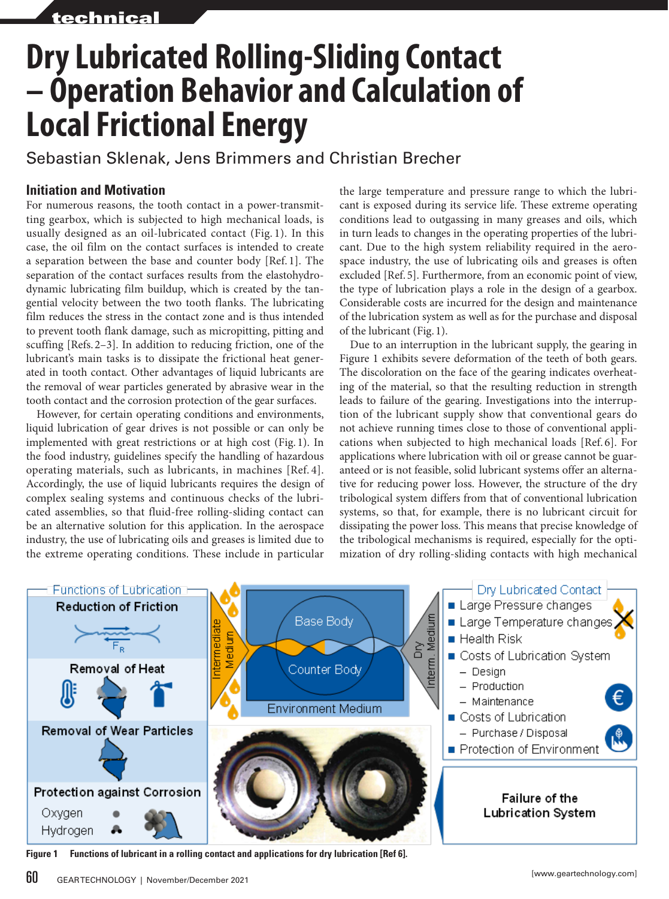# Dry Lubricated Rolling-Sliding Contact – Operation Behavior and Calculation of Local Frictional Energy

Sebastian Sklenak, Jens Brimmers and Christian Brecher

## Initiation and Motivation

For numerous reasons, the tooth contact in a power-transmitting gearbox, which is subjected to high mechanical loads, is usually designed as an oil-lubricated contact (Fig. 1). In this case, the oil film on the contact surfaces is intended to create a separation between the base and counter body [Ref. 1]. The separation of the contact surfaces results from the elastohydrodynamic lubricating film buildup, which is created by the tangential velocity between the two tooth flanks. The lubricating film reduces the stress in the contact zone and is thus intended to prevent tooth flank damage, such as micropitting, pitting and scuffing [Refs. 2–3]. In addition to reducing friction, one of the lubricant's main tasks is to dissipate the frictional heat generated in tooth contact. Other advantages of liquid lubricants are the removal of wear particles generated by abrasive wear in the tooth contact and the corrosion protection of the gear surfaces.

However, for certain operating conditions and environments, liquid lubrication of gear drives is not possible or can only be implemented with great restrictions or at high cost (Fig. 1). In the food industry, guidelines specify the handling of hazardous operating materials, such as lubricants, in machines [Ref. 4]. Accordingly, the use of liquid lubricants requires the design of complex sealing systems and continuous checks of the lubricated assemblies, so that fluid-free rolling-sliding contact can be an alternative solution for this application. In the aerospace industry, the use of lubricating oils and greases is limited due to the extreme operating conditions. These include in particular the large temperature and pressure range to which the lubricant is exposed during its service life. These extreme operating conditions lead to outgassing in many greases and oils, which in turn leads to changes in the operating properties of the lubricant. Due to the high system reliability required in the aerospace industry, the use of lubricating oils and greases is often excluded [Ref. 5]. Furthermore, from an economic point of view, the type of lubrication plays a role in the design of a gearbox. Considerable costs are incurred for the design and maintenance of the lubrication system as well as for the purchase and disposal of the lubricant (Fig. 1).

Due to an interruption in the lubricant supply, the gearing in Figure 1 exhibits severe deformation of the teeth of both gears. The discoloration on the face of the gearing indicates overheating of the material, so that the resulting reduction in strength leads to failure of the gearing. Investigations into the interruption of the lubricant supply show that conventional gears do not achieve running times close to those of conventional applications when subjected to high mechanical loads [Ref. 6]. For applications where lubrication with oil or grease cannot be guaranteed or is not feasible, solid lubricant systems offer an alternative for reducing power loss. However, the structure of the dry tribological system differs from that of conventional lubrication systems, so that, for example, there is no lubricant circuit for dissipating the power loss. This means that precise knowledge of the tribological mechanisms is required, especially for the optimization of dry rolling-sliding contacts with high mechanical

Figure 1 Functions of lubricant in a rolling contact and applications for dry lubrication [Ref 6].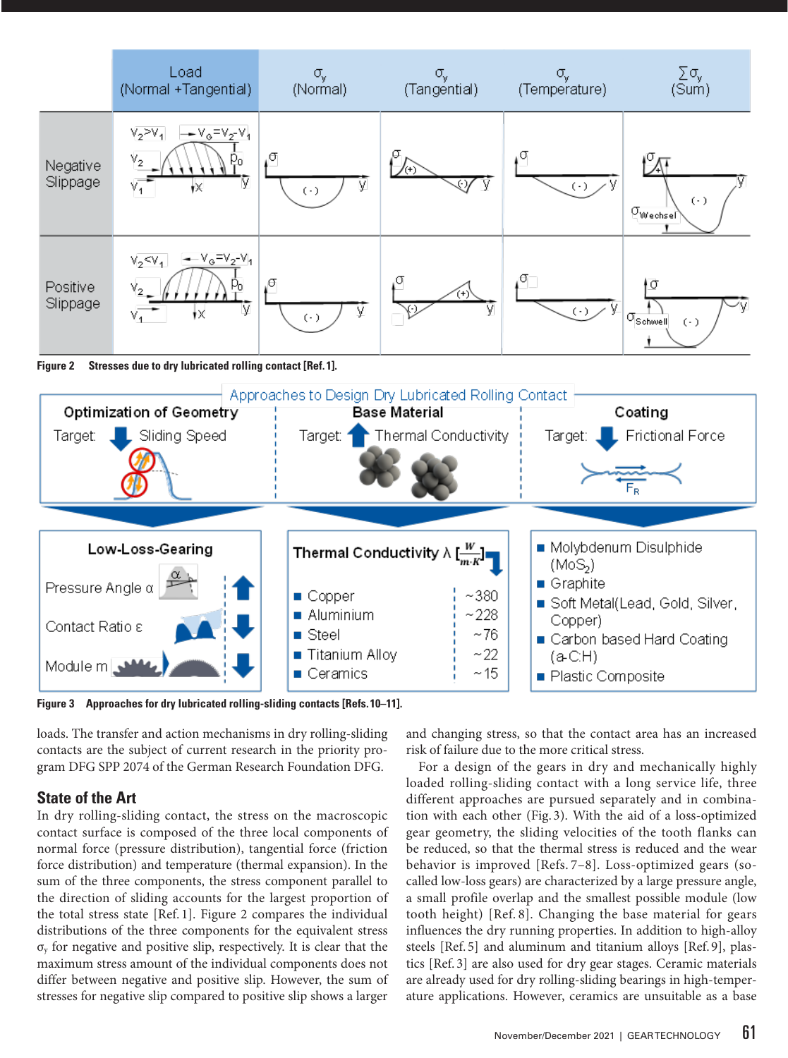Figure 2 Stresses due to dry lubricated rolling contact [Ref. 1].

Figure 3 Approaches for dry lubricated rolling-sliding contacts [Refs. 10–11].

loads. The transfer and action mechanisms in dry rolling-sliding contacts are the subject of current research in the priority program DFG SPP 2074 of the German Research Foundation DFG.

## State of the Art

In dry rolling-sliding contact, the stress on the macroscopic contact surface is composed of the three local components of normal force (pressure distribution), tangential force (friction force distribution) and temperature (thermal expansion). In the sum of the three components, the stress component parallel to the direction of sliding accounts for the largest proportion of the total stress state [Ref. 1]. Figure 2 compares the individual distributions of the three components for the equivalent stress $\sigma_y$ for negative and positive slip, respectively. It is clear that the maximum stress amount of the individual components does not differ between negative and positive slip. However, the sum of stresses for negative slip compared to positive slip shows a larger and changing stress, so that the contact area has an increased risk of failure due to the more critical stress.

For a design of the gears in dry and mechanically highly loaded rolling-sliding contact with a long service life, three different approaches are pursued separately and in combination with each other (Fig. 3). With the aid of a loss-optimized gear geometry, the sliding velocities of the tooth flanks can be reduced, so that the thermal stress is reduced and the wear behavior is improved [Refs. 7–8]. Loss-optimized gears (so-called low-loss gears) are characterized by a large pressure angle, a small profile overlap and the smallest possible module (low tooth height) [Ref. 8]. Changing the base material for gears influences the dry running properties. In addition to high-alloy steels [Ref. 5] and aluminum and titanium alloys [Ref. 9], plastics [Ref. 3] are also used for dry gear stages. Ceramic materials are already used for dry rolling-sliding bearings in high-temperature applications. However, ceramics are unsuitable as a base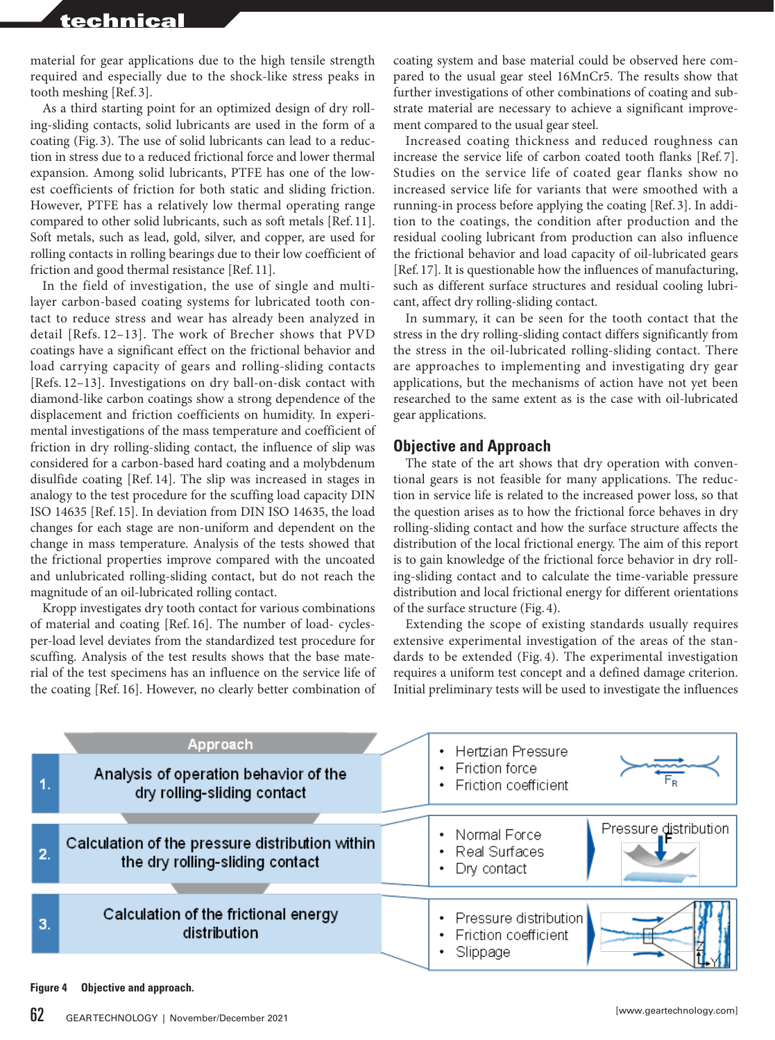material for gear applications due to the high tensile strength required and especially due to the shock-like stress peaks in tooth meshing [Ref. 3].

As a third starting point for an optimized design of dry rolling-sliding contacts, solid lubricants are used in the form of a coating (Fig. 3). The use of solid lubricants can lead to a reduction in stress due to a reduced frictional force and lower thermal expansion. Among solid lubricants, PTFE has one of the lowest coefficients of friction for both static and sliding friction. However, PTFE has a relatively low thermal operating range compared to other solid lubricants, such as soft metals [Ref. 11]. Soft metals, such as lead, gold, silver, and copper, are used for rolling contacts in rolling bearings due to their low coefficient of friction and good thermal resistance [Ref. 11].

In the field of investigation, the use of single and multi-layer carbon-based coating systems for lubricated tooth contact to reduce stress and wear has already been analyzed in detail [Refs. 12–13]. The work of Brecher shows that PVD coatings have a significant effect on the frictional behavior and load carrying capacity of gears and rolling-sliding contacts [Refs. 12–13]. Investigations on dry ball-on-disk contact with diamond-like carbon coatings show a strong dependence of the displacement and friction coefficients on humidity. In experimental investigations of the mass temperature and coefficient of friction in dry rolling-sliding contact, the influence of slip was considered for a carbon-based hard coating and a molybdenum disulfide coating [Ref. 14]. The slip was increased in stages in analogy to the test procedure for the scuffing load capacity DIN ISO 14635 [Ref. 15]. In deviation from DIN ISO 14635, the load changes for each stage are non-uniform and dependent on the change in mass temperature. Analysis of the tests showed that the frictional properties improve compared with the uncoated and unlubricated rolling-sliding contact, but do not reach the magnitude of an oil-lubricated rolling contact.

Kropp investigates dry tooth contact for various combinations of material and coating [Ref. 16]. The number of load- cycles-per-load level deviates from the standardized test procedure for scuffing. Analysis of the test results shows that the base material of the test specimens has an influence on the service life of the coating [Ref. 16]. However, no clearly better combination of coating system and base material could be observed here compared to the usual gear steel 16MnCr5. The results show that further investigations of other combinations of coating and substrate material are necessary to achieve a significant improvement compared to the usual gear steel.

Increased coating thickness and reduced roughness can increase the service life of carbon coated tooth flanks [Ref. 7]. Studies on the service life of coated gear flanks show no increased service life for variants that were smoothed with a running-in process before applying the coating [Ref. 3]. In addition to the coatings, the condition after production and the residual cooling lubricant from production can also influence the frictional behavior and load capacity of oil-lubricated gears [Ref. 17]. It is questionable how the influences of manufacturing, such as different surface structures and residual cooling lubricant, affect dry rolling-sliding contact.

In summary, it can be seen for the tooth contact that the stress in the dry rolling-sliding contact differs significantly from the stress in the oil-lubricated rolling-sliding contact. There are approaches to implementing and investigating dry gear applications, but the mechanisms of action have not yet been researched to the same extent as is the case with oil-lubricated gear applications.

## Objective and Approach

The state of the art shows that dry operation with conventional gears is not feasible for many applications. The reduction in service life is related to the increased power loss, so that the question arises as to how the frictional force behaves in dry rolling-sliding contact and how the surface structure affects the distribution of the local frictional energy. The aim of this report is to gain knowledge of the frictional force behavior in dry rolling-sliding contact and to calculate the time-variable pressure distribution and local frictional energy for different orientations of the surface structure (Fig. 4).

Extending the scope of existing standards usually requires extensive experimental investigation of the areas of the standards to be extended (Fig. 4). The experimental investigation requires a uniform test concept and a defined damage criterion. Initial preliminary tests will be used to investigate the influences

| Approach | |
|---|---|
| 1. Analysis of operation behavior of the dry rolling-sliding contact | • Hertzian Pressure<br>• Friction force<br>• Friction coefficient |
| 2. Calculation of the pressure distribution within the dry rolling-sliding contact | • Normal Force<br>• Real Surfaces<br>• Dry contact |
| 3. Calculation of the frictional energy distribution | • Pressure distribution<br>• Friction coefficient<br>• Slippage |

**Figure 4** Objective and approach.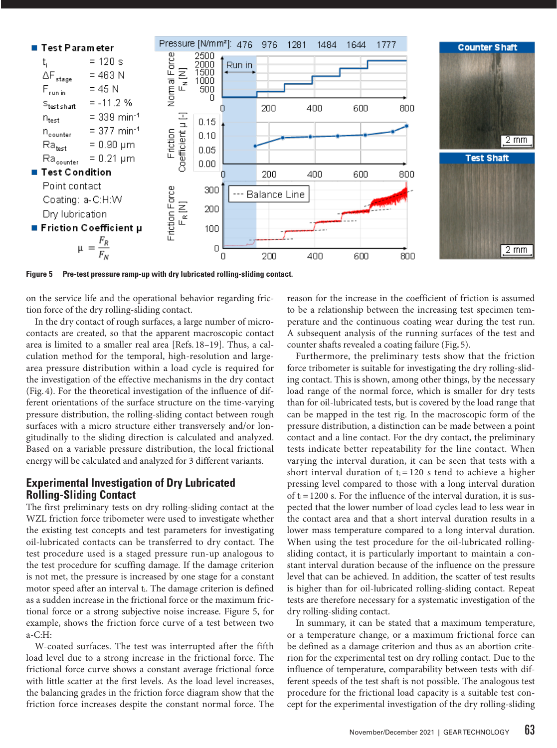**Figure 5** Pre-test pressure ramp-up with dry lubricated rolling-sliding contact.

on the service life and the operational behavior regarding friction force of the dry rolling-sliding contact.

In the dry contact of rough surfaces, a large number of microcontacts are created, so that the apparent macroscopic contact area is limited to a smaller real area [Refs. 18–19]. Thus, a calculation method for the temporal, high-resolution and large-area pressure distribution within a load cycle is required for the investigation of the effective mechanisms in the dry contact (Fig. 4). For the theoretical investigation of the influence of different orientations of the surface structure on the time-varying pressure distribution, the rolling-sliding contact between rough surfaces with a micro structure either transversely and/or longitudinally to the sliding direction is calculated and analyzed. Based on a variable pressure distribution, the local frictional energy will be calculated and analyzed for 3 different variants.

## Experimental Investigation of Dry Lubricated Rolling-Sliding Contact

The first preliminary tests on dry rolling-sliding contact at the WZL friction force tribometer were used to investigate whether the existing test concepts and test parameters for investigating oil-lubricated contacts can be transferred to dry contact. The test procedure used is a staged pressure run-up analogous to the test procedure for scuffing damage. If the damage criterion is not met, the pressure is increased by one stage for a constant motor speed after an interval $t_i$. The damage criterion is defined as a sudden increase in the frictional force or the maximum frictional force or a strong subjective noise increase. Figure 5, for example, shows the friction force curve of a test between two a-C:H:W-coated surfaces. The test was interrupted after the fifth load level due to a strong increase in the frictional force. The frictional force curve shows a constant average frictional force with little scatter at the first levels. As the load level increases, the balancing grades in the friction force diagram show that the friction force increases despite the constant normal force. The reason for the increase in the coefficient of friction is assumed to be a relationship between the increasing test specimen temperature and the continuous coating wear during the test run. A subsequent analysis of the running surfaces of the test and counter shafts revealed a coating failure (Fig. 5).

Furthermore, the preliminary tests show that the friction force tribometer is suitable for investigating the dry rolling-sliding contact. This is shown, among other things, by the necessary load range of the normal force, which is smaller for dry tests than for oil-lubricated tests, but is covered by the load range that can be mapped in the test rig. In the macroscopic form of the pressure distribution, a distinction can be made between a point contact and a line contact. For the dry contact, the preliminary tests indicate better repeatability for the line contact. When varying the interval duration, it can be seen that tests with a short interval duration of $t_i = 120$ s tend to achieve a higher pressing level compared to those with a long interval duration of $t_i = 1200$ s. For the influence of the interval duration, it is suspected that the lower number of load cycles lead to less wear in the contact area and that a short interval duration results in a lower mass temperature compared to a long interval duration. When using the test procedure for the oil-lubricated rolling-sliding contact, it is particularly important to maintain a constant interval duration because of the influence on the pressure level that can be achieved. In addition, the scatter of test results is higher than for oil-lubricated rolling-sliding contact. Repeat tests are therefore necessary for a systematic investigation of the dry rolling-sliding contact.

In summary, it can be stated that a maximum temperature, or a temperature change, or a maximum frictional force can be defined as a damage criterion and thus as an abortion criterion for the experimental test on dry rolling contact. Due to the influence of temperature, comparability between tests with different speeds of the test shaft is not possible. The analogous test procedure for the frictional load capacity is a suitable test concept for the experimental investigation of the dry rolling-sliding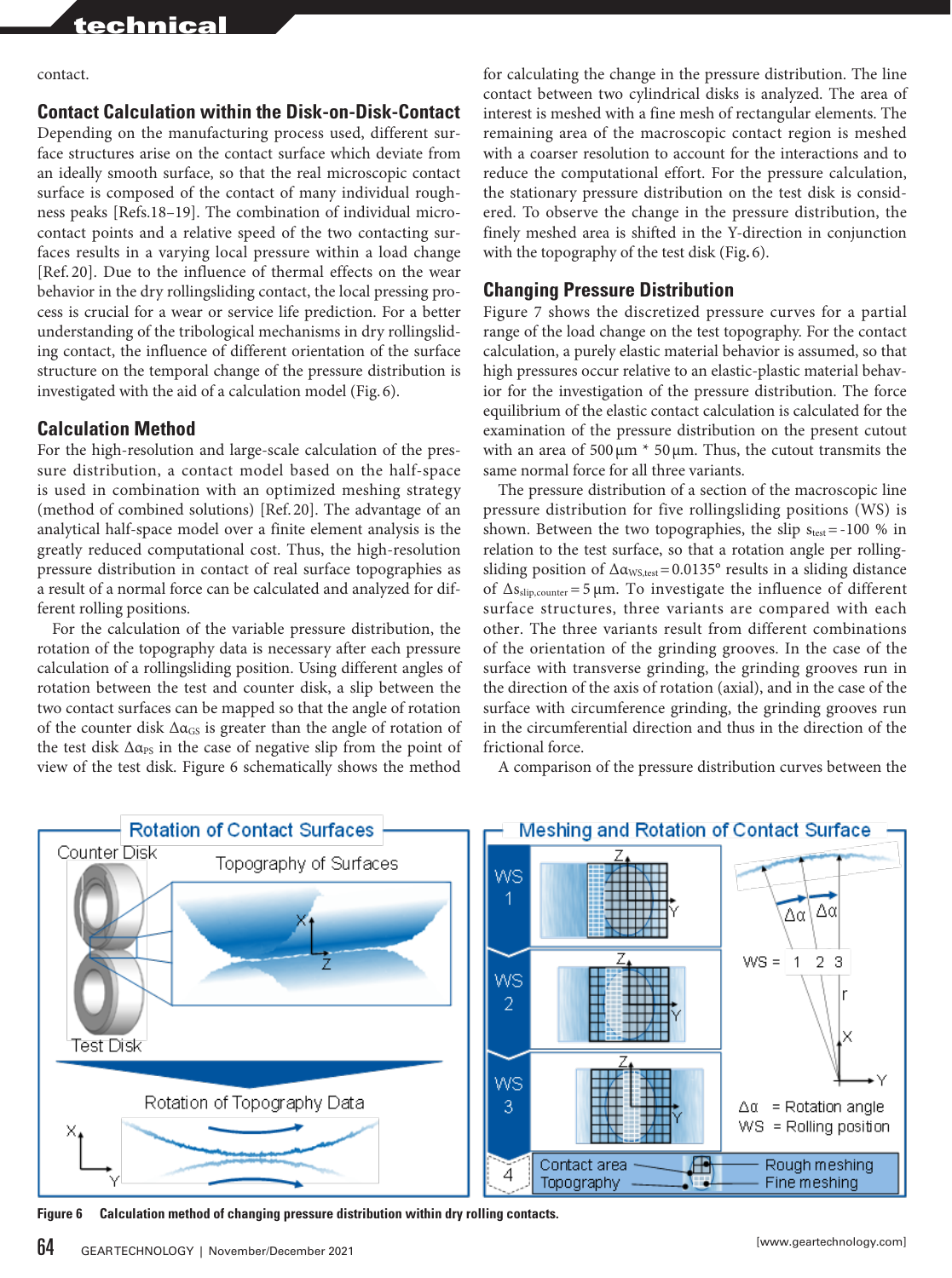contact.

## Contact Calculation within the Disk-on-Disk-Contact

Depending on the manufacturing process used, different surface structures arise on the contact surface which deviate from an ideally smooth surface, so that the real microscopic contact surface is composed of the contact of many individual roughness peaks [Refs.18–19]. The combination of individual micro-contact points and a relative speed of the two contacting surfaces results in a varying local pressure within a load change [Ref. 20]. Due to the influence of thermal effects on the wear behavior in the dry rollingsliding contact, the local pressing process is crucial for a wear or service life prediction. For a better understanding of the tribological mechanisms in dry rollingsliding contact, the influence of different orientation of the surface structure on the temporal change of the pressure distribution is investigated with the aid of a calculation model (Fig. 6).

## Calculation Method

For the high-resolution and large-scale calculation of the pressure distribution, a contact model based on the half-space is used in combination with an optimized meshing strategy (method of combined solutions) [Ref. 20]. The advantage of an analytical half-space model over a finite element analysis is the greatly reduced computational cost. Thus, the high-resolution pressure distribution in contact of real surface topographies as a result of a normal force can be calculated and analyzed for different rolling positions.

For the calculation of the variable pressure distribution, the rotation of the topography data is necessary after each pressure calculation of a rollingsliding position. Using different angles of rotation between the test and counter disk, a slip between the two contact surfaces can be mapped so that the angle of rotation of the counter disk $\Delta\alpha_{GS}$ is greater than the angle of rotation of the test disk $\Delta\alpha_{PS}$ in the case of negative slip from the point of view of the test disk. Figure 6 schematically shows the method for calculating the change in the pressure distribution. The line contact between two cylindrical disks is analyzed. The area of interest is meshed with a fine mesh of rectangular elements. The remaining area of the macroscopic contact region is meshed with a coarser resolution to account for the interactions and to reduce the computational effort. For the pressure calculation, the stationary pressure distribution on the test disk is considered. To observe the change in the pressure distribution, the finely meshed area is shifted in the Y-direction in conjunction with the topography of the test disk (Fig. 6).

## Changing Pressure Distribution

Figure 7 shows the discretized pressure curves for a partial range of the load change on the test topography. For the contact calculation, a purely elastic material behavior is assumed, so that high pressures occur relative to an elastic-plastic material behavior for the investigation of the pressure distribution. The force equilibrium of the elastic contact calculation is calculated for the examination of the pressure distribution on the present cutout with an area of 500 µm * 50 µm. Thus, the cutout transmits the same normal force for all three variants.

The pressure distribution of a section of the macroscopic line pressure distribution for five rollingsliding positions (WS) is shown. Between the two topographies, the slip $s_{test} = -100$ % in relation to the test surface, so that a rotation angle per rollingsliding position of $\Delta\alpha_{WS,test} = 0.0135°$ results in a sliding distance of $\Delta s_{slip,counter} = 5$ µm. To investigate the influence of different surface structures, three variants are compared with each other. The three variants result from different combinations of the orientation of the grinding grooves. In the case of the surface with transverse grinding, the grinding grooves run in the direction of the axis of rotation (axial), and in the case of the surface with circumference grinding, the grinding grooves run in the circumferential direction and thus in the direction of the frictional force.

A comparison of the pressure distribution curves between the

**Figure 6** Calculation method of changing pressure distribution within dry rolling contacts.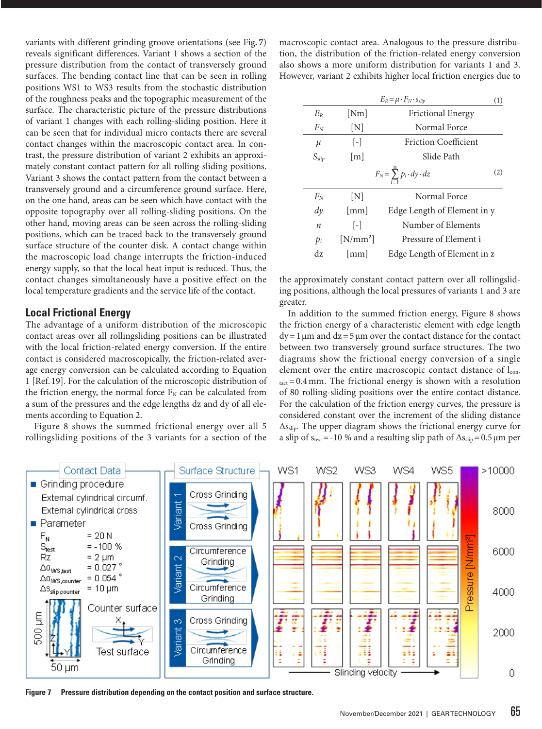variants with different grinding groove orientations (see Fig. 7) reveals significant differences. Variant 1 shows a section of the pressure distribution from the contact of transversely ground surfaces. The bending contact line that can be seen in rolling positions WS1 to WS3 results from the stochastic distribution of the roughness peaks and the topographic measurement of the surface. The characteristic picture of the pressure distributions of variant 1 changes with each rolling-sliding position. Here it can be seen that for individual micro contacts there are several contact changes within the macroscopic contact area. In contrast, the pressure distribution of variant 2 exhibits an approximately constant contact pattern for all rolling-sliding positions. Variant 3 shows the contact pattern from the contact between a transversely ground and a circumference ground surface. Here, on the one hand, areas can be seen which have contact with the opposite topography over all rolling-sliding positions. On the other hand, moving areas can be seen across the rolling-sliding positions, which can be traced back to the transversely ground surface structure of the counter disk. A contact change within the macroscopic load change interrupts the friction-induced energy supply, so that the local heat input is reduced. Thus, the contact changes simultaneously have a positive effect on the local temperature gradients and the service life of the contact.

## Local Frictional Energy

The advantage of a uniform distribution of the microscopic contact areas over all rollingsliding positions can be illustrated with the local friction-related energy conversion. If the entire contact is considered macroscopically, the friction-related average energy conversion can be calculated according to Equation 1 [Ref. 19]. For the calculation of the microscopic distribution of the friction energy, the normal force $F_N$ can be calculated from a sum of the pressures and the edge lengths dz and dy of all elements according to Equation 2.

Figure 8 shows the summed frictional energy over all 5 rollingsliding positions of the 3 variants for a section of the macroscopic contact area. Analogous to the pressure distribution, the distribution of the friction-related energy conversion also shows a more uniform distribution for variants 1 and 3. However, variant 2 exhibits higher local friction energies due to

$$E_R = \mu \cdot F_N \cdot s_{slip} \tag{1}$$

| | | |
|---|---|---|
| $E_R$ | [Nm] | Frictional Energy |
| $F_N$ | [N] | Normal Force |
| $\mu$ | [-] | Friction Coefficient |
| $S_{slip}$ | [m] | Slide Path |

$$F_N = \sum_{i=1}^{n} p_i \cdot dy \cdot dz \tag{2}$$

| | | |
|---|---|---|
| $F_N$ | [N] | Normal Force |
| $dy$ | [mm] | Edge Length of Element in y |
| $n$ | [-] | Number of Elements |
| $p_i$ | [N/mm²] | Pressure of Element i |
| dz | [mm] | Edge Length of Element in z |

the approximately constant contact pattern over all rollingsliding positions, although the local pressures of variants 1 and 3 are greater.

In addition to the summed friction energy, Figure 8 shows the friction energy of a characteristic element with edge length dy = 1 µm and dz = 5 µm over the contact distance for the contact between two transversely ground surface structures. The two diagrams show the frictional energy conversion of a single element over the entire macroscopic contact distance of $l_{contact}$ = 0.4 mm. The frictional energy is shown with a resolution of 80 rolling-sliding positions over the entire contact distance. For the calculation of the friction energy curves, the pressure is considered constant over the increment of the sliding distance $\Delta s_{slip}$. The upper diagram shows the frictional energy curve for a slip of $s_{test}$ = -10 % and a resulting slip path of $\Delta s_{slip}$ = 0.5 µm per

**Figure 7** Pressure distribution depending on the contact position and surface structure.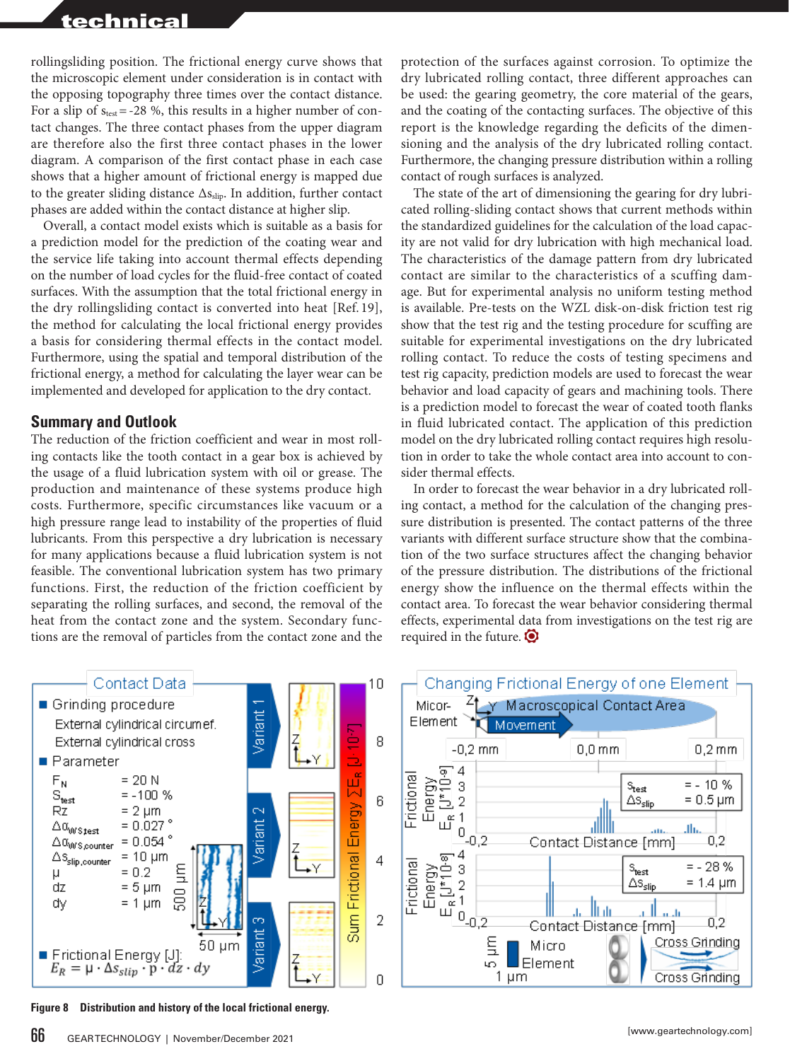rollingsliding position. The frictional energy curve shows that the microscopic element under consideration is in contact with the opposing topography three times over the contact distance. For a slip of $s_{test}$ = -28 %, this results in a higher number of contact changes. The three contact phases from the upper diagram are therefore also the first three contact phases in the lower diagram. A comparison of the first contact phase in each case shows that a higher amount of frictional energy is mapped due to the greater sliding distance $\Delta s_{slip}$. In addition, further contact phases are added within the contact distance at higher slip.

Overall, a contact model exists which is suitable as a basis for a prediction model for the prediction of the coating wear and the service life taking into account thermal effects depending on the number of load cycles for the fluid-free contact of coated surfaces. With the assumption that the total frictional energy in the dry rollingsliding contact is converted into heat [Ref. 19], the method for calculating the local frictional energy provides a basis for considering thermal effects in the contact model. Furthermore, using the spatial and temporal distribution of the frictional energy, a method for calculating the layer wear can be implemented and developed for application to the dry contact.

## Summary and Outlook

The reduction of the friction coefficient and wear in most rolling contacts like the tooth contact in a gear box is achieved by the usage of a fluid lubrication system with oil or grease. The production and maintenance of these systems produce high costs. Furthermore, specific circumstances like vacuum or a high pressure range lead to instability of the properties of fluid lubricants. From this perspective a dry lubrication is necessary for many applications because a fluid lubrication system is not feasible. The conventional lubrication system has two primary functions. First, the reduction of the friction coefficient by separating the rolling surfaces, and second, the removal of the heat from the contact zone and the system. Secondary functions are the removal of particles from the contact zone and the protection of the surfaces against corrosion. To optimize the dry lubricated rolling contact, three different approaches can be used: the gearing geometry, the core material of the gears, and the coating of the contacting surfaces. The objective of this report is the knowledge regarding the deficits of the dimensioning and the analysis of the dry lubricated rolling contact. Furthermore, the changing pressure distribution within a rolling contact of rough surfaces is analyzed.

The state of the art of dimensioning the gearing for dry lubricated rolling-sliding contact shows that current methods within the standardized guidelines for the calculation of the load capacity are not valid for dry lubrication with high mechanical load. The characteristics of the damage pattern from dry lubricated contact are similar to the characteristics of a scuffing damage. But for experimental analysis no uniform testing method is available. Pre-tests on the WZL disk-on-disk friction test rig show that the test rig and the testing procedure for scuffing are suitable for experimental investigations on the dry lubricated rolling contact. To reduce the costs of testing specimens and test rig capacity, prediction models are used to forecast the wear behavior and load capacity of gears and machining tools. There is a prediction model to forecast the wear of coated tooth flanks in fluid lubricated contact. The application of this prediction model on the dry lubricated rolling contact requires high resolution in order to take the whole contact area into account to consider thermal effects.

In order to forecast the wear behavior in a dry lubricated rolling contact, a method for the calculation of the changing pressure distribution is presented. The contact patterns of the three variants with different surface structure show that the combination of the two surface structures affect the changing behavior of the pressure distribution. The distributions of the frictional energy show the influence on the thermal effects within the contact area. To forecast the wear behavior considering thermal effects, experimental data from investigations on the test rig are required in the future.

**Figure 8 Distribution and history of the local frictional energy.**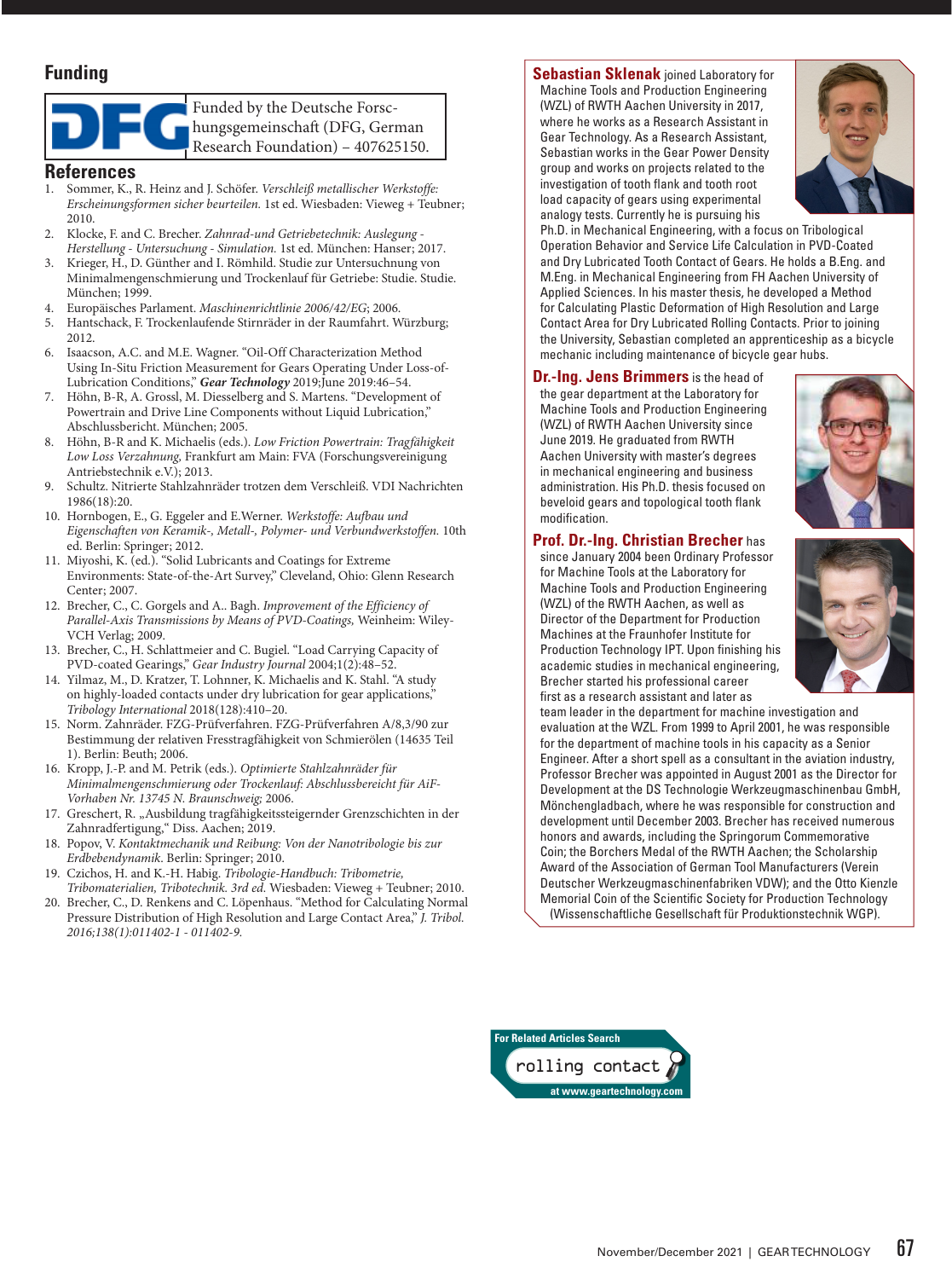## Funding

DFG Funded by the Deutsche Forschungsgemeinschaft (DFG, German Research Foundation) – 407625150.

## References

1. Sommer, K., R. Heinz and J. Schöfer. *Verschleiß metallischer Werkstoffe: Erscheinungsformen sicher beurteilen.* 1st ed. Wiesbaden: Vieweg + Teubner; 2010.
2. Klocke, F. and C. Brecher. *Zahnrad-und Getriebetechnik: Auslegung - Herstellung - Untersuchung - Simulation.* 1st ed. München: Hanser; 2017.
3. Krieger, H., D. Günther and I. Römhild. Studie zur Untersuchnung von Minimalmengenschmierung und Trockenlauf für Getriebe: Studie. Studie. München; 1999.
4. Europäisches Parlament. *Maschinenrichtlinie 2006/42/EG*; 2006.
5. Hantschack, F. Trockenlaufende Stirnräder in der Raumfahrt. Würzburg; 2012.
6. Isaacson, A.C. and M.E. Wagner. "Oil-Off Characterization Method Using In-Situ Friction Measurement for Gears Operating Under Loss-of-Lubrication Conditions," ***Gear Technology*** 2019;June 2019:46–54.
7. Höhn, B-R, A. Grossl, M. Diesselberg and S. Martens. "Development of Powertrain and Drive Line Components without Liquid Lubrication," Abschlussbericht. München; 2005.
8. Höhn, B-R and K. Michaelis (eds.). *Low Friction Powertrain: Tragfähigkeit Low Loss Verzahnung,* Frankfurt am Main: FVA (Forschungsvereinigung Antriebstechnik e.V.); 2013.
9. Schultz. Nitrierte Stahlzahnräder trotzen dem Verschleiß. VDI Nachrichten 1986(18):20.
10. Hornbogen, E., G. Eggeler and E.Werner. *Werkstoffe: Aufbau und Eigenschaften von Keramik-, Metall-, Polymer- und Verbundwerkstoffen.* 10th ed. Berlin: Springer; 2012.
11. Miyoshi, K. (ed.). "Solid Lubricants and Coatings for Extreme Environments: State-of-the-Art Survey," Cleveland, Ohio: Glenn Research Center; 2007.
12. Brecher, C., C. Gorgels and A.. Bagh. *Improvement of the Efficiency of Parallel-Axis Transmissions by Means of PVD-Coatings,* Weinheim: Wiley-VCH Verlag; 2009.
13. Brecher, C., H. Schlattmeier and C. Bugiel. "Load Carrying Capacity of PVD-coated Gearings," *Gear Industry Journal* 2004;1(2):48–52.
14. Yilmaz, M., D. Kratzer, T. Lohnner, K. Michaelis and K. Stahl. "A study on highly-loaded contacts under dry lubrication for gear applications," *Tribology International* 2018(128):410–20.
15. Norm. Zahnräder. FZG-Prüfverfahren. FZG-Prüfverfahren A/8,3/90 zur Bestimmung der relativen Fresstragfähigkeit von Schmierölen (14635 Teil 1). Berlin: Beuth; 2006.
16. Kropp, J.-P. and M. Petrik (eds.). *Optimierte Stahlzahnräder für Minimalmengenschmierung oder Trockenlauf: Abschlussbereicht für AiF-Vorhaben Nr. 13745 N. Braunschweig*; 2006.
17. Greschert, R. „Ausbildung tragfähigkeitssteigernder Grenzschichten in der Zahnradfertigung," Diss. Aachen; 2019.
18. Popov, V. *Kontaktmechanik und Reibung: Von der Nanotribologie bis zur Erdbebendynamik.* Berlin: Springer; 2010.
19. Czichos, H. and K.-H. Habig. *Tribologie-Handbuch: Tribometrie, Tribomaterialien, Tribotechnik. 3rd ed.* Wiesbaden: Vieweg + Teubner; 2010.
20. Brecher, C., D. Renkens and C. Löpenhaus. "Method for Calculating Normal Pressure Distribution of High Resolution and Large Contact Area," *J. Tribol. 2016;138(1):011402-1 - 011402-9.*

**Sebastian Sklenak** joined Laboratory for Machine Tools and Production Engineering (WZL) of RWTH Aachen University in 2017, where he works as a Research Assistant in Gear Technology. As a Research Assistant, Sebastian works in the Gear Power Density group and works on projects related to the investigation of tooth flank and tooth root load capacity of gears using experimental analogy tests. Currently he is pursuing his Ph.D. in Mechanical Engineering, with a focus on Tribological Operation Behavior and Service Life Calculation in PVD-Coated and Dry Lubricated Tooth Contact of Gears. He holds a B.Eng. and M.Eng. in Mechanical Engineering from FH Aachen University of Applied Sciences. In his master thesis, he developed a Method for Calculating Plastic Deformation of High Resolution and Large Contact Area for Dry Lubricated Rolling Contacts. Prior to joining the University, Sebastian completed an apprenticeship as a bicycle mechanic including maintenance of bicycle gear hubs.

**Dr.-Ing. Jens Brimmers** is the head of the gear department at the Laboratory for Machine Tools and Production Engineering (WZL) of RWTH Aachen University since June 2019. He graduated from RWTH Aachen University with master's degrees in mechanical engineering and business administration. His Ph.D. thesis focused on beveloid gears and topological tooth flank modification.

**Prof. Dr.-Ing. Christian Brecher** has since January 2004 been Ordinary Professor for Machine Tools at the Laboratory for Machine Tools and Production Engineering (WZL) of the RWTH Aachen, as well as Director of the Department for Production Machines at the Fraunhofer Institute for Production Technology IPT. Upon finishing his academic studies in mechanical engineering, Brecher started his professional career first as a research assistant and later as team leader in the department for machine investigation and evaluation at the WZL. From 1999 to April 2001, he was responsible for the department of machine tools in his capacity as a Senior Engineer. After a short spell as a consultant in the aviation industry, Professor Brecher was appointed in August 2001 as the Director for Development at the DS Technologie Werkzeugmaschinenbau GmbH, Mönchengladbach, where he was responsible for construction and development until December 2003. Brecher has received numerous honors and awards, including the Springorum Commemorative Coin; the Borchers Medal of the RWTH Aachen; the Scholarship Award of the Association of German Tool Manufacturers (Verein Deutscher Werkzeugmaschinenfabriken VDW); and the Otto Kienzle Memorial Coin of the Scientific Society for Production Technology (Wissenschaftliche Gesellschaft für Produktionstechnik WGP).

For Related Articles Search

rolling contact

at www.geartechnology.com